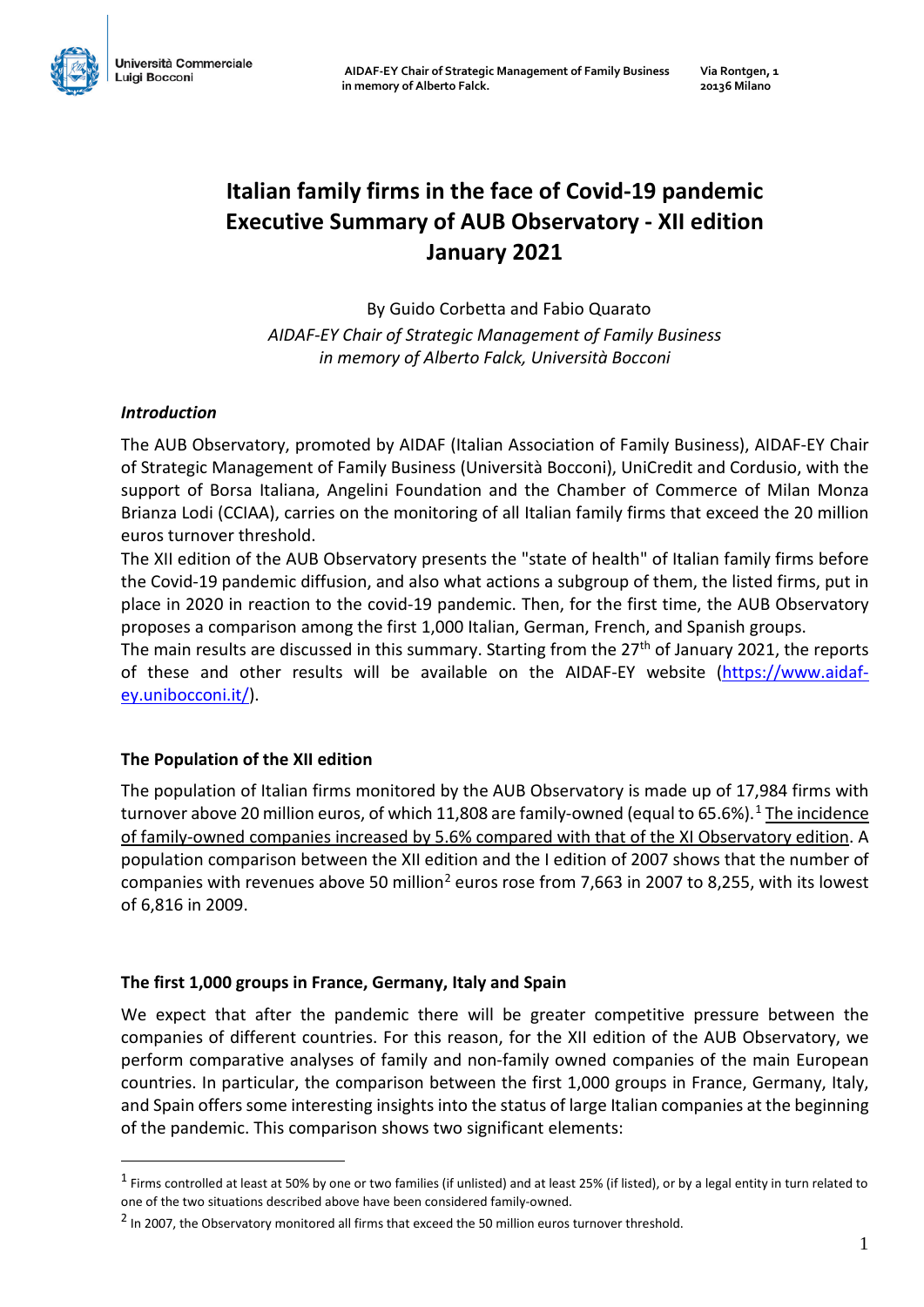# Italian family firms in the face of Covid-19 pandemic
# Executive Summary of AUB Observatory - XII edition
# January 2021

By Guido Corbetta and Fabio Quarato
*AIDAF-EY Chair of Strategic Management of Family Business in memory of Alberto Falck, Università Bocconi*

### *Introduction*

The AUB Observatory, promoted by AIDAF (Italian Association of Family Business), AIDAF-EY Chair of Strategic Management of Family Business (Università Bocconi), UniCredit and Cordusio, with the support of Borsa Italiana, Angelini Foundation and the Chamber of Commerce of Milan Monza Brianza Lodi (CCIAA), carries on the monitoring of all Italian family firms that exceed the 20 million euros turnover threshold.

The XII edition of the AUB Observatory presents the "state of health" of Italian family firms before the Covid-19 pandemic diffusion, and also what actions a subgroup of them, the listed firms, put in place in 2020 in reaction to the covid-19 pandemic. Then, for the first time, the AUB Observatory proposes a comparison among the first 1,000 Italian, German, French, and Spanish groups.

The main results are discussed in this summary. Starting from the 27th of January 2021, the reports of these and other results will be available on the AIDAF-EY website (https://www.aidaf-ey.unibocconi.it/).

### The Population of the XII edition

The population of Italian firms monitored by the AUB Observatory is made up of 17,984 firms with turnover above 20 million euros, of which 11,808 are family-owned (equal to 65.6%).[1] The incidence of family-owned companies increased by 5.6% compared with that of the XI Observatory edition. A population comparison between the XII edition and the I edition of 2007 shows that the number of companies with revenues above 50 million[2] euros rose from 7,663 in 2007 to 8,255, with its lowest of 6,816 in 2009.

### The first 1,000 groups in France, Germany, Italy and Spain

We expect that after the pandemic there will be greater competitive pressure between the companies of different countries. For this reason, for the XII edition of the AUB Observatory, we perform comparative analyses of family and non-family owned companies of the main European countries. In particular, the comparison between the first 1,000 groups in France, Germany, Italy, and Spain offers some interesting insights into the status of large Italian companies at the beginning of the pandemic. This comparison shows two significant elements:

---

[1] Firms controlled at least at 50% by one or two families (if unlisted) and at least 25% (if listed), or by a legal entity in turn related to one of the two situations described above have been considered family-owned.

[2] In 2007, the Observatory monitored all firms that exceed the 50 million euros turnover threshold.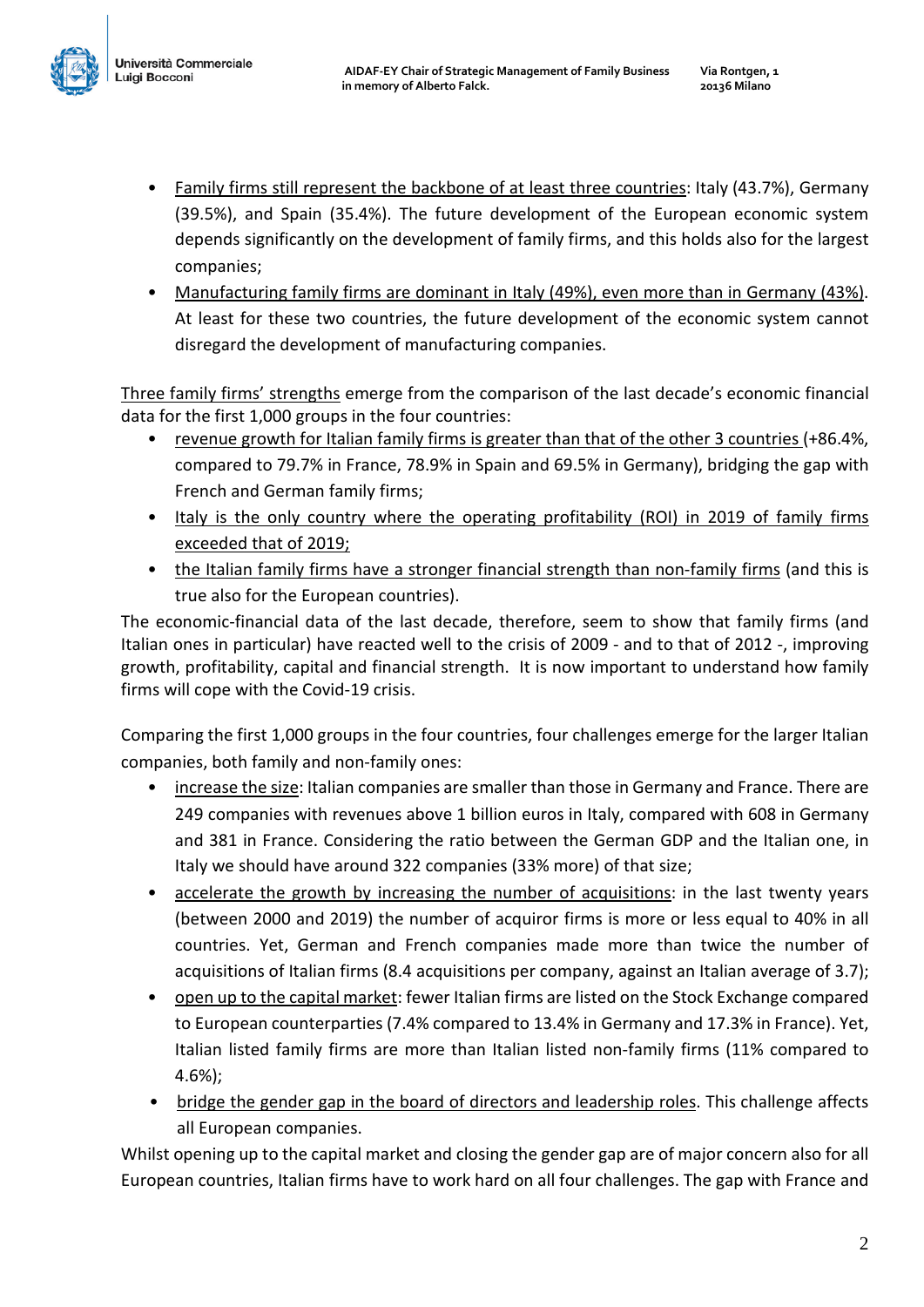- Family firms still represent the backbone of at least three countries: Italy (43.7%), Germany (39.5%), and Spain (35.4%). The future development of the European economic system depends significantly on the development of family firms, and this holds also for the largest companies;
- Manufacturing family firms are dominant in Italy (49%), even more than in Germany (43%). At least for these two countries, the future development of the economic system cannot disregard the development of manufacturing companies.

Three family firms' strengths emerge from the comparison of the last decade's economic financial data for the first 1,000 groups in the four countries:

- revenue growth for Italian family firms is greater than that of the other 3 countries (+86.4%, compared to 79.7% in France, 78.9% in Spain and 69.5% in Germany), bridging the gap with French and German family firms;
- Italy is the only country where the operating profitability (ROI) in 2019 of family firms exceeded that of 2019;
- the Italian family firms have a stronger financial strength than non-family firms (and this is true also for the European countries).

The economic-financial data of the last decade, therefore, seem to show that family firms (and Italian ones in particular) have reacted well to the crisis of 2009 - and to that of 2012 -, improving growth, profitability, capital and financial strength. It is now important to understand how family firms will cope with the Covid-19 crisis.

Comparing the first 1,000 groups in the four countries, four challenges emerge for the larger Italian companies, both family and non-family ones:

- increase the size: Italian companies are smaller than those in Germany and France. There are 249 companies with revenues above 1 billion euros in Italy, compared with 608 in Germany and 381 in France. Considering the ratio between the German GDP and the Italian one, in Italy we should have around 322 companies (33% more) of that size;
- accelerate the growth by increasing the number of acquisitions: in the last twenty years (between 2000 and 2019) the number of acquiror firms is more or less equal to 40% in all countries. Yet, German and French companies made more than twice the number of acquisitions of Italian firms (8.4 acquisitions per company, against an Italian average of 3.7);
- open up to the capital market: fewer Italian firms are listed on the Stock Exchange compared to European counterparties (7.4% compared to 13.4% in Germany and 17.3% in France). Yet, Italian listed family firms are more than Italian listed non-family firms (11% compared to 4.6%);
- bridge the gender gap in the board of directors and leadership roles. This challenge affects all European companies.

Whilst opening up to the capital market and closing the gender gap are of major concern also for all European countries, Italian firms have to work hard on all four challenges. The gap with France and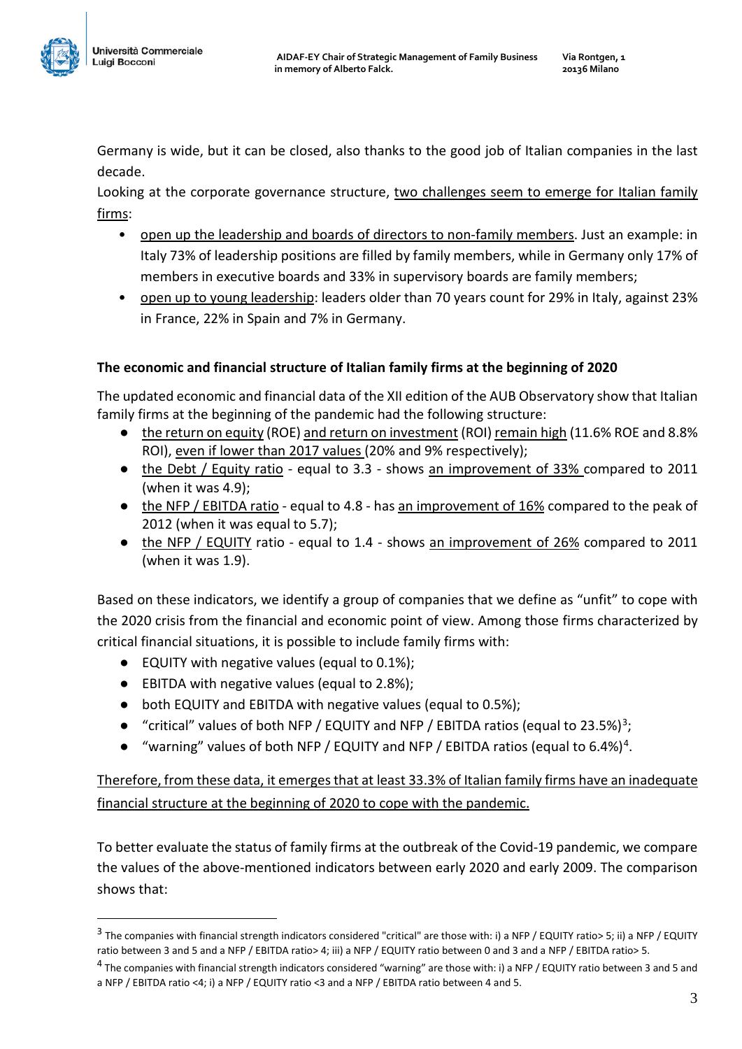Germany is wide, but it can be closed, also thanks to the good job of Italian companies in the last decade.

Looking at the corporate governance structure, two challenges seem to emerge for Italian family firms:

- open up the leadership and boards of directors to non-family members. Just an example: in Italy 73% of leadership positions are filled by family members, while in Germany only 17% of members in executive boards and 33% in supervisory boards are family members;
- open up to young leadership: leaders older than 70 years count for 29% in Italy, against 23% in France, 22% in Spain and 7% in Germany.

**The economic and financial structure of Italian family firms at the beginning of 2020**

The updated economic and financial data of the XII edition of the AUB Observatory show that Italian family firms at the beginning of the pandemic had the following structure:

- the return on equity (ROE) and return on investment (ROI) remain high (11.6% ROE and 8.8% ROI), even if lower than 2017 values (20% and 9% respectively);
- the Debt / Equity ratio - equal to 3.3 - shows an improvement of 33% compared to 2011 (when it was 4.9);
- the NFP / EBITDA ratio - equal to 4.8 - has an improvement of 16% compared to the peak of 2012 (when it was equal to 5.7);
- the NFP / EQUITY ratio - equal to 1.4 - shows an improvement of 26% compared to 2011 (when it was 1.9).

Based on these indicators, we identify a group of companies that we define as "unfit" to cope with the 2020 crisis from the financial and economic point of view. Among those firms characterized by critical financial situations, it is possible to include family firms with:

- EQUITY with negative values (equal to 0.1%);
- EBITDA with negative values (equal to 2.8%);
- both EQUITY and EBITDA with negative values (equal to 0.5%);
- "critical" values of both NFP / EQUITY and NFP / EBITDA ratios (equal to 23.5%)[3];
- "warning" values of both NFP / EQUITY and NFP / EBITDA ratios (equal to 6.4%)[4].

Therefore, from these data, it emerges that at least 33.3% of Italian family firms have an inadequate financial structure at the beginning of 2020 to cope with the pandemic.

To better evaluate the status of family firms at the outbreak of the Covid-19 pandemic, we compare the values of the above-mentioned indicators between early 2020 and early 2009. The comparison shows that:

---

[3] The companies with financial strength indicators considered "critical" are those with: i) a NFP / EQUITY ratio> 5; ii) a NFP / EQUITY ratio between 3 and 5 and a NFP / EBITDA ratio> 4; iii) a NFP / EQUITY ratio between 0 and 3 and a NFP / EBITDA ratio> 5.

[4] The companies with financial strength indicators considered "warning" are those with: i) a NFP / EQUITY ratio between 3 and 5 and a NFP / EBITDA ratio <4; i) a NFP / EQUITY ratio <3 and a NFP / EBITDA ratio between 4 and 5.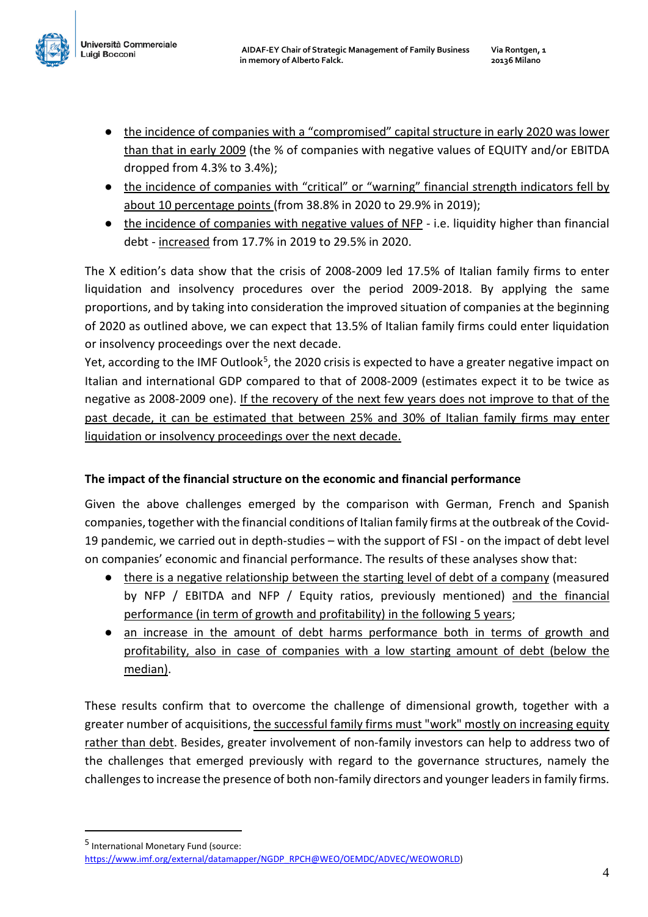- the incidence of companies with a “compromised” capital structure in early 2020 was lower than that in early 2009 (the % of companies with negative values of EQUITY and/or EBITDA dropped from 4.3% to 3.4%);
- the incidence of companies with “critical” or “warning” financial strength indicators fell by about 10 percentage points (from 38.8% in 2020 to 29.9% in 2019);
- the incidence of companies with negative values of NFP - i.e. liquidity higher than financial debt - increased from 17.7% in 2019 to 29.5% in 2020.

The X edition’s data show that the crisis of 2008-2009 led 17.5% of Italian family firms to enter liquidation and insolvency procedures over the period 2009-2018. By applying the same proportions, and by taking into consideration the improved situation of companies at the beginning of 2020 as outlined above, we can expect that 13.5% of Italian family firms could enter liquidation or insolvency proceedings over the next decade.

Yet, according to the IMF Outlook[5], the 2020 crisis is expected to have a greater negative impact on Italian and international GDP compared to that of 2008-2009 (estimates expect it to be twice as negative as 2008-2009 one). If the recovery of the next few years does not improve to that of the past decade, it can be estimated that between 25% and 30% of Italian family firms may enter liquidation or insolvency proceedings over the next decade.

**The impact of the financial structure on the economic and financial performance**

Given the above challenges emerged by the comparison with German, French and Spanish companies, together with the financial conditions of Italian family firms at the outbreak of the Covid-19 pandemic, we carried out in depth-studies – with the support of FSI - on the impact of debt level on companies’ economic and financial performance. The results of these analyses show that:

- there is a negative relationship between the starting level of debt of a company (measured by NFP / EBITDA and NFP / Equity ratios, previously mentioned) and the financial performance (in term of growth and profitability) in the following 5 years;
- an increase in the amount of debt harms performance both in terms of growth and profitability, also in case of companies with a low starting amount of debt (below the median).

These results confirm that to overcome the challenge of dimensional growth, together with a greater number of acquisitions, the successful family firms must "work" mostly on increasing equity rather than debt. Besides, greater involvement of non-family investors can help to address two of the challenges that emerged previously with regard to the governance structures, namely the challenges to increase the presence of both non-family directors and younger leaders in family firms.

---

[5] International Monetary Fund (source: https://www.imf.org/external/datamapper/NGDP_RPCH@WEO/OEMDC/ADVEC/WEOWORLD)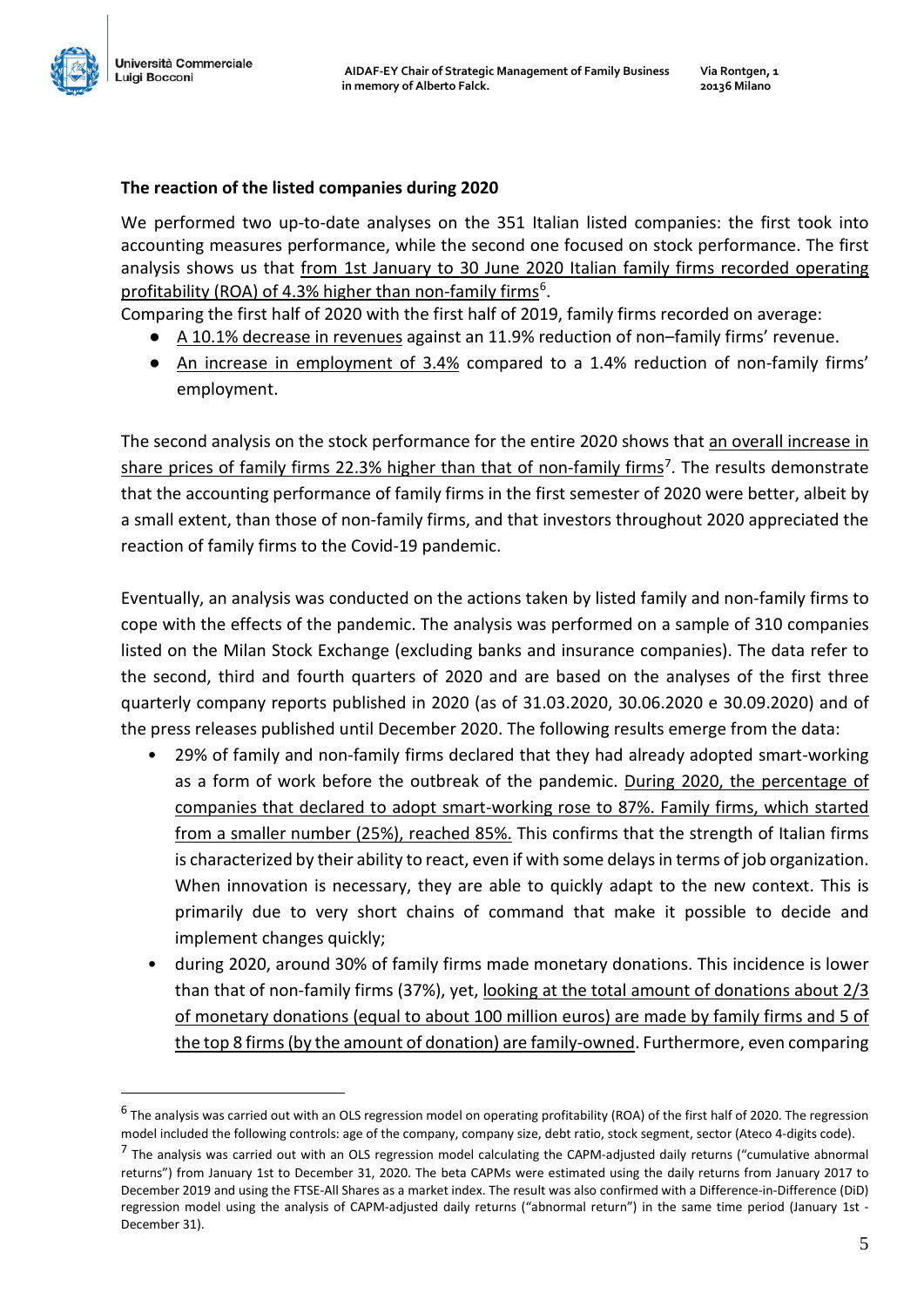### The reaction of the listed companies during 2020

We performed two up-to-date analyses on the 351 Italian listed companies: the first took into accounting measures performance, while the second one focused on stock performance. The first analysis shows us that from 1st January to 30 June 2020 Italian family firms recorded operating profitability (ROA) of 4.3% higher than non-family firms[6].

Comparing the first half of 2020 with the first half of 2019, family firms recorded on average:

- A 10.1% decrease in revenues against an 11.9% reduction of non–family firms' revenue.
- An increase in employment of 3.4% compared to a 1.4% reduction of non-family firms' employment.

The second analysis on the stock performance for the entire 2020 shows that an overall increase in share prices of family firms 22.3% higher than that of non-family firms[7]. The results demonstrate that the accounting performance of family firms in the first semester of 2020 were better, albeit by a small extent, than those of non-family firms, and that investors throughout 2020 appreciated the reaction of family firms to the Covid-19 pandemic.

Eventually, an analysis was conducted on the actions taken by listed family and non-family firms to cope with the effects of the pandemic. The analysis was performed on a sample of 310 companies listed on the Milan Stock Exchange (excluding banks and insurance companies). The data refer to the second, third and fourth quarters of 2020 and are based on the analyses of the first three quarterly company reports published in 2020 (as of 31.03.2020, 30.06.2020 e 30.09.2020) and of the press releases published until December 2020. The following results emerge from the data:

- 29% of family and non-family firms declared that they had already adopted smart-working as a form of work before the outbreak of the pandemic. During 2020, the percentage of companies that declared to adopt smart-working rose to 87%. Family firms, which started from a smaller number (25%), reached 85%. This confirms that the strength of Italian firms is characterized by their ability to react, even if with some delays in terms of job organization. When innovation is necessary, they are able to quickly adapt to the new context. This is primarily due to very short chains of command that make it possible to decide and implement changes quickly;
- during 2020, around 30% of family firms made monetary donations. This incidence is lower than that of non-family firms (37%), yet, looking at the total amount of donations about 2/3 of monetary donations (equal to about 100 million euros) are made by family firms and 5 of the top 8 firms (by the amount of donation) are family-owned. Furthermore, even comparing

---

[6] The analysis was carried out with an OLS regression model on operating profitability (ROA) of the first half of 2020. The regression model included the following controls: age of the company, company size, debt ratio, stock segment, sector (Ateco 4-digits code).

[7] The analysis was carried out with an OLS regression model calculating the CAPM-adjusted daily returns ("cumulative abnormal returns") from January 1st to December 31, 2020. The beta CAPMs were estimated using the daily returns from January 2017 to December 2019 and using the FTSE-All Shares as a market index. The result was also confirmed with a Difference-in-Difference (DiD) regression model using the analysis of CAPM-adjusted daily returns ("abnormal return") in the same time period (January 1st - December 31).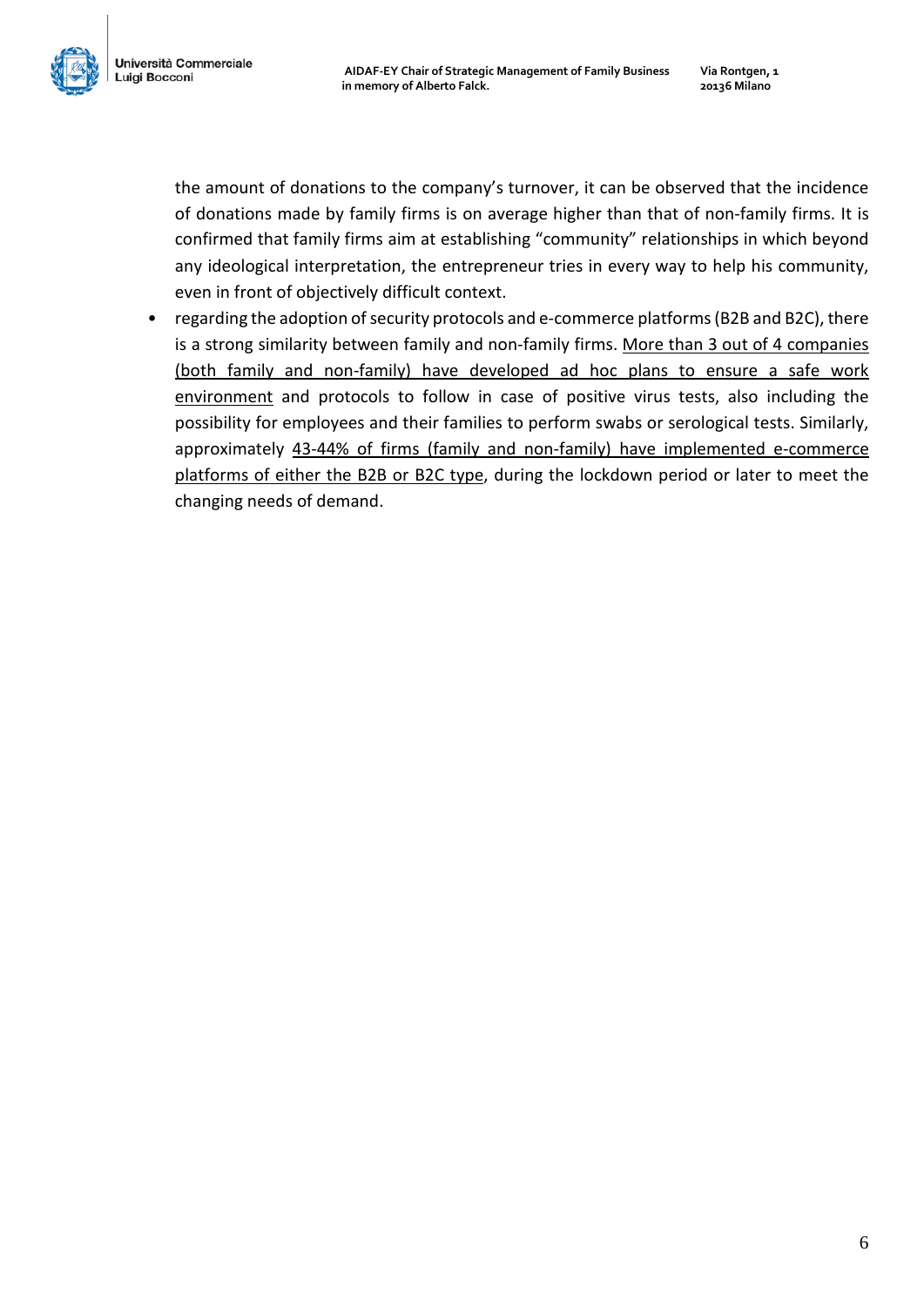the amount of donations to the company's turnover, it can be observed that the incidence of donations made by family firms is on average higher than that of non-family firms. It is confirmed that family firms aim at establishing "community" relationships in which beyond any ideological interpretation, the entrepreneur tries in every way to help his community, even in front of objectively difficult context.

- regarding the adoption of security protocols and e-commerce platforms (B2B and B2C), there is a strong similarity between family and non-family firms. More than 3 out of 4 companies (both family and non-family) have developed ad hoc plans to ensure a safe work environment and protocols to follow in case of positive virus tests, also including the possibility for employees and their families to perform swabs or serological tests. Similarly, approximately 43-44% of firms (family and non-family) have implemented e-commerce platforms of either the B2B or B2C type, during the lockdown period or later to meet the changing needs of demand.